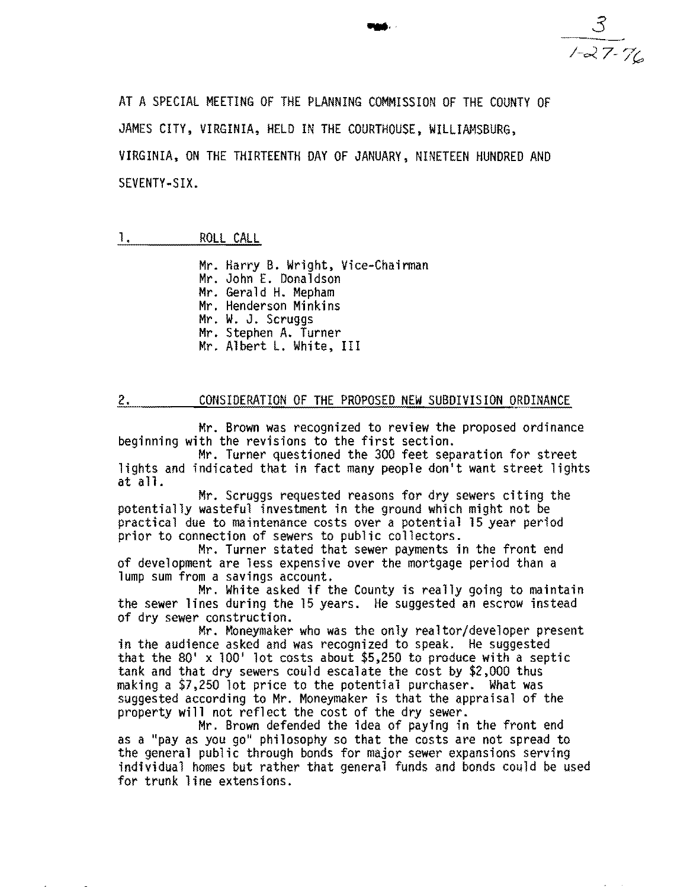AT A SPECIAL MEETING OF THE PLANNING COMMISSION OF THE COUNTY OF JAMES CITY, VIRGINIA, HELD IN THE COURTHOUSE, WILLIAMSBURG, VIRGINIA, ON THE THIRTEENTH DAY OF JANUARY, NINETEEN HUNDRED AND SEVENTY-SIX.

## 1. ROLL CALL

Mr. Harry B. Wright, Vice-Chairman
Mr. John E. Donaldson
Mr. Gerald H. Mepham
Mr. Henderson Minkins
Mr. W. J. Scruggs
Mr. Stephen A. Turner
Mr. Albert L. White, III

## 2. CONSIDERATION OF THE PROPOSED NEW SUBDIVISION ORDINANCE

Mr. Brown was recognized to review the proposed ordinance beginning with the revisions to the first section.

Mr. Turner questioned the 300 feet separation for street lights and indicated that in fact many people don't want street lights at all.

Mr. Scruggs requested reasons for dry sewers citing the potentially wasteful investment in the ground which might not be practical due to maintenance costs over a potential 15 year period prior to connection of sewers to public collectors.

Mr. Turner stated that sewer payments in the front end of development are less expensive over the mortgage period than a lump sum from a savings account.

Mr. White asked if the County is really going to maintain the sewer lines during the 15 years. He suggested an escrow instead of dry sewer construction.

Mr. Moneymaker who was the only realtor/developer present in the audience asked and was recognized to speak. He suggested that the 80' x 100' lot costs about $5,250 to produce with a septic tank and that dry sewers could escalate the cost by $2,000 thus making a $7,250 lot price to the potential purchaser. What was suggested according to Mr. Moneymaker is that the appraisal of the property will not reflect the cost of the dry sewer.

Mr. Brown defended the idea of paying in the front end as a "pay as you go" philosophy so that the costs are not spread to the general public through bonds for major sewer expansions serving individual homes but rather that general funds and bonds could be used for trunk line extensions.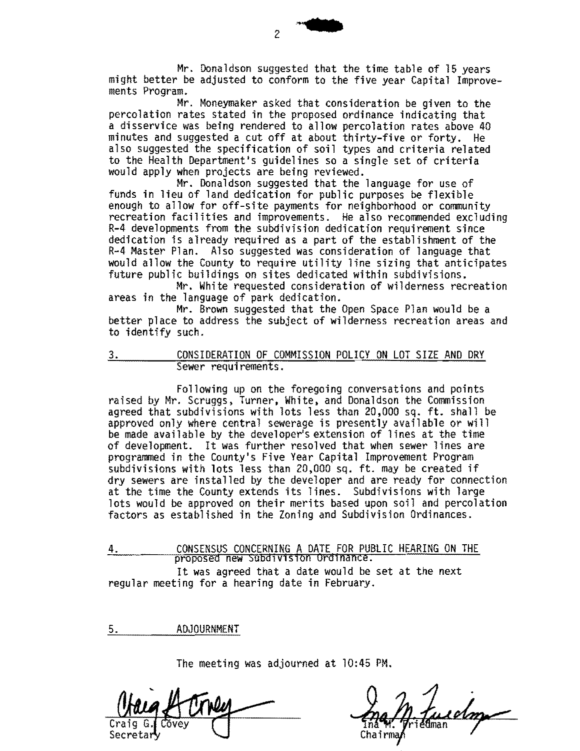Mr. Donaldson suggested that the time table of 15 years might better be adjusted to conform to the five year Capital Improvements Program.

Mr. Moneymaker asked that consideration be given to the percolation rates stated in the proposed ordinance indicating that a disservice was being rendered to allow percolation rates above 40 minutes and suggested a cut off at about thirty-five or forty. He also suggested the specification of soil types and criteria related to the Health Department's guidelines so a single set of criteria would apply when projects are being reviewed.

Mr. Donaldson suggested that the language for use of funds in lieu of land dedication for public purposes be flexible enough to allow for off-site payments for neighborhood or community recreation facilities and improvements. He also recommended excluding R-4 developments from the subdivision dedication requirement since dedication is already required as a part of the establishment of the R-4 Master Plan. Also suggested was consideration of language that would allow the County to require utility line sizing that anticipates future public buildings on sites dedicated within subdivisions.

Mr. White requested consideration of wilderness recreation areas in the language of park dedication.

Mr. Brown suggested that the Open Space Plan would be a better place to address the subject of wilderness recreation areas and to identify such.

## 3. CONSIDERATION OF COMMISSION POLICY ON LOT SIZE AND DRY Sewer requirements.

Following up on the foregoing conversations and points raised by Mr. Scruggs, Turner, White, and Donaldson the Commission agreed that subdivisions with lots less than 20,000 sq. ft. shall be approved only where central sewerage is presently available or will be made available by the developer's extension of lines at the time of development. It was further resolved that when sewer lines are programmed in the County's Five Year Capital Improvement Program subdivisions with lots less than 20,000 sq. ft. may be created if dry sewers are installed by the developer and are ready for connection at the time the County extends its lines. Subdivisions with large lots would be approved on their merits based upon soil and percolation factors as established in the Zoning and Subdivision Ordinances.

## 4. CONSENSUS CONCERNING A DATE FOR PUBLIC HEARING ON THE proposed new Subdivision Ordinance.

It was agreed that a date would be set at the next regular meeting for a hearing date in February.

## 5. ADJOURNMENT

The meeting was adjourned at 10:45 PM.

Craig G. Covey
Secretary

Ina M. Friedman
Chairman